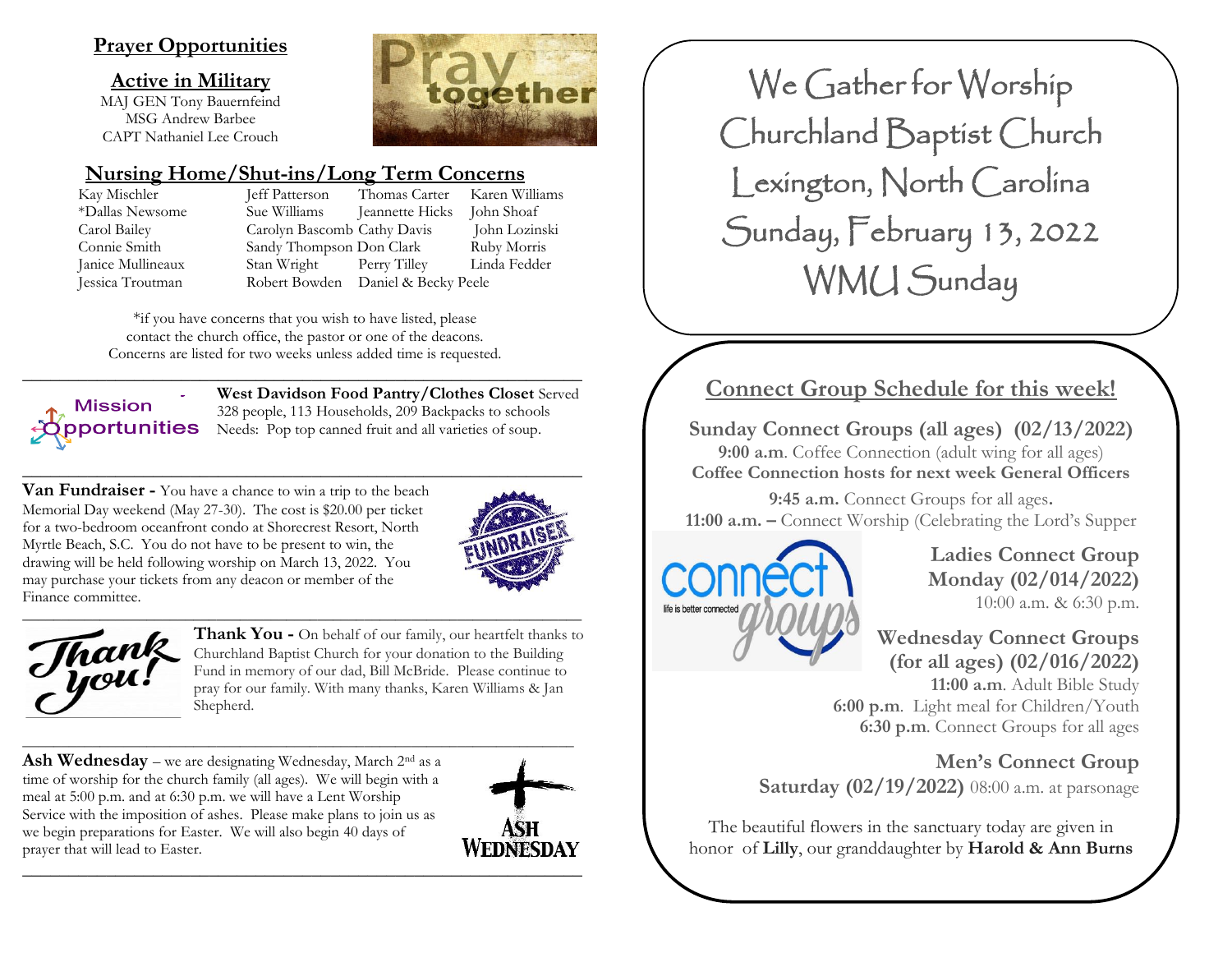## Prayer Opportunities

### Active in Military

MAJ GEN Tony Bauernfeind
MSG Andrew Barbee
CAPT Nathaniel Lee Crouch

### Nursing Home/Shut-ins/Long Term Concerns

| | | | |
|---|---|---|---|
| Kay Mischler | Jeff Patterson | Thomas Carter | Karen Williams |
| *Dallas Newsome | Sue Williams | Jeannette Hicks | John Shoaf |
| Carol Bailey | Carolyn Bascomb | Cathy Davis | John Lozinski |
| Connie Smith | Sandy Thompson | Don Clark | Ruby Morris |
| Janice Mullineaux | Stan Wright | Perry Tilley | Linda Fedder |
| Jessica Troutman | Robert Bowden | Daniel & Becky Peele | |

*if you have concerns that you wish to have listed, please contact the church office, the pastor or one of the deacons. Concerns are listed for two weeks unless added time is requested.

---

Mission Opportunities

**West Davidson Food Pantry/Clothes Closet** Served 328 people, 113 Households, 209 Backpacks to schools
Needs: Pop top canned fruit and all varieties of soup.

---

**Van Fundraiser -** You have a chance to win a trip to the beach Memorial Day weekend (May 27-30). The cost is $20.00 per ticket for a two-bedroom oceanfront condo at Shorecrest Resort, North Myrtle Beach, S.C. You do not have to be present to win, the drawing will be held following worship on March 13, 2022. You may purchase your tickets from any deacon or member of the Finance committee.

---

**Thank You -** On behalf of our family, our heartfelt thanks to Churchland Baptist Church for your donation to the Building Fund in memory of our dad, Bill McBride. Please continue to pray for our family. With many thanks, Karen Williams & Jan Shepherd.

---

**Ash Wednesday** – we are designating Wednesday, March 2nd as a time of worship for the church family (all ages). We will begin with a meal at 5:00 p.m. and at 6:30 p.m. we will have a Lent Worship Service with the imposition of ashes. Please make plans to join us as we begin preparations for Easter. We will also begin 40 days of prayer that will lead to Easter.

---

# We Gather for Worship
# Churchland Baptist Church
# Lexington, North Carolina
# Sunday, February 13, 2022
# WMU Sunday

## Connect Group Schedule for this week!

**Sunday Connect Groups (all ages) (02/13/2022)**
**9:00 a.m**. Coffee Connection (adult wing for all ages)
**Coffee Connection hosts for next week General Officers**

**9:45 a.m.** Connect Groups for all ages.
**11:00 a.m. –** Connect Worship (Celebrating the Lord's Supper

**Ladies Connect Group**
**Monday (02/014/2022)**
10:00 a.m. & 6:30 p.m.

**Wednesday Connect Groups (for all ages) (02/016/2022)**
**11:00 a.m**. Adult Bible Study
**6:00 p.m**. Light meal for Children/Youth
**6:30 p.m**. Connect Groups for all ages

**Men's Connect Group**
**Saturday (02/19/2022)** 08:00 a.m. at parsonage

The beautiful flowers in the sanctuary today are given in honor of **Lilly**, our granddaughter by **Harold & Ann Burns**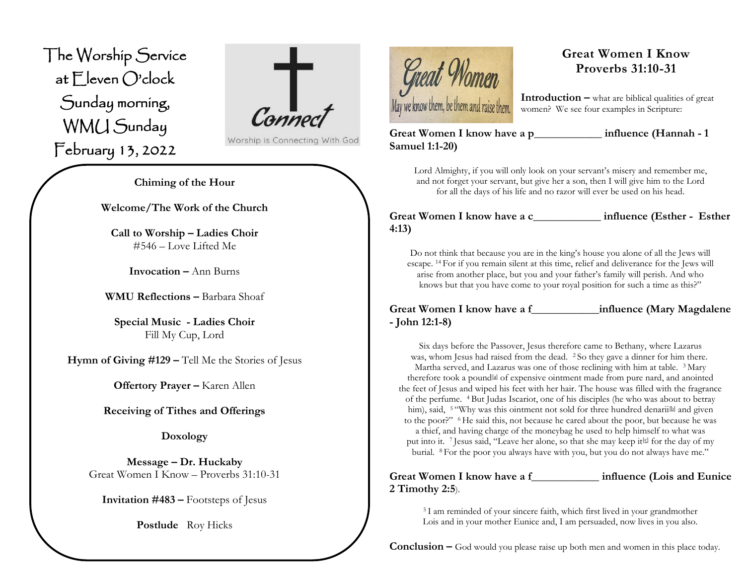# The Worship Service at Eleven O'clock Sunday morning, WMU Sunday February 13, 2022

Connect

Worship is Connecting With God

**Chiming of the Hour**

**Welcome/The Work of the Church**

**Call to Worship – Ladies Choir**
#546 – Love Lifted Me

**Invocation –** Ann Burns

**WMU Reflections –** Barbara Shoaf

**Special Music - Ladies Choir**
Fill My Cup, Lord

**Hymn of Giving #129 –** Tell Me the Stories of Jesus

**Offertory Prayer –** Karen Allen

**Receiving of Tithes and Offerings**

**Doxology**

**Message – Dr. Huckaby**
Great Women I Know – Proverbs 31:10-31

**Invitation #483 –** Footsteps of Jesus

**Postlude** Roy Hicks

Great Women
May we know them, be them and raise them.

## Great Women I Know Proverbs 31:10-31

**Introduction –** what are biblical qualities of great women? We see four examples in Scripture:

**Great Women I know have a p____________ influence (Hannah - 1 Samuel 1:1-20)**

Lord Almighty, if you will only look on your servant's misery and remember me, and not forget your servant, but give her a son, then I will give him to the Lord for all the days of his life and no razor will ever be used on his head.

**Great Women I know have a c____________ influence (Esther - Esther 4:13)**

Do not think that because you are in the king's house you alone of all the Jews will escape. [14] For if you remain silent at this time, relief and deliverance for the Jews will arise from another place, but you and your father's family will perish. And who knows but that you have come to your royal position for such a time as this?"

**Great Women I know have a f____________influence (Mary Magdalene - John 12:1-8)**

Six days before the Passover, Jesus therefore came to Bethany, where Lazarus was, whom Jesus had raised from the dead. [2] So they gave a dinner for him there. Martha served, and Lazarus was one of those reclining with him at table. [3] Mary therefore took a pound[a] of expensive ointment made from pure nard, and anointed the feet of Jesus and wiped his feet with her hair. The house was filled with the fragrance of the perfume. [4] But Judas Iscariot, one of his disciples (he who was about to betray him), said, [5] "Why was this ointment not sold for three hundred denarii[b] and given to the poor?" [6] He said this, not because he cared about the poor, but because he was a thief, and having charge of the moneybag he used to help himself to what was put into it. [7] Jesus said, "Leave her alone, so that she may keep it[c] for the day of my burial. [8] For the poor you always have with you, but you do not always have me."

**Great Women I know have a f____________ influence (Lois and Eunice 2 Timothy 2:5**).

[5] I am reminded of your sincere faith, which first lived in your grandmother Lois and in your mother Eunice and, I am persuaded, now lives in you also.

**Conclusion –** God would you please raise up both men and women in this place today.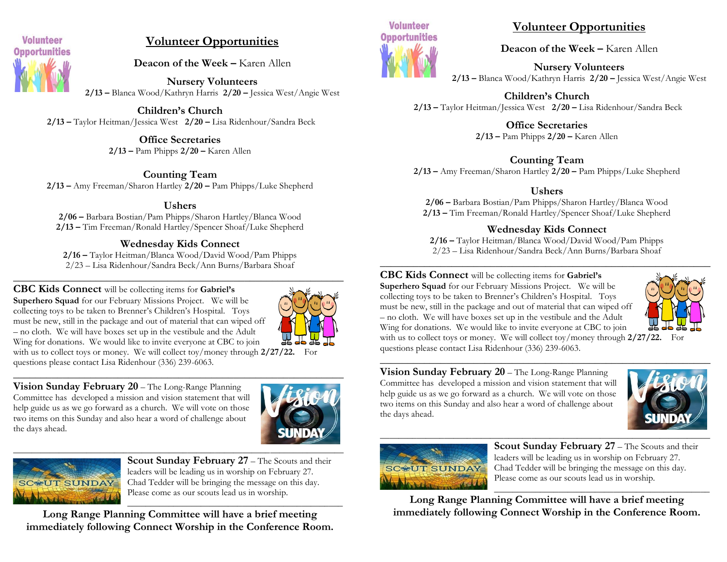## Volunteer Opportunities

**Deacon of the Week –** Karen Allen

**Nursery Volunteers**
**2/13 –** Blanca Wood/Kathryn Harris **2/20 –** Jessica West/Angie West

**Children's Church**
**2/13 –** Taylor Heitman/Jessica West **2/20 –** Lisa Ridenhour/Sandra Beck

**Office Secretaries**
**2/13 –** Pam Phipps **2/20 –** Karen Allen

**Counting Team**
**2/13 –** Amy Freeman/Sharon Hartley **2/20 –** Pam Phipps/Luke Shepherd

**Ushers**
**2/06 –** Barbara Bostian/Pam Phipps/Sharon Hartley/Blanca Wood
**2/13 –** Tim Freeman/Ronald Hartley/Spencer Shoaf/Luke Shepherd

**Wednesday Kids Connect**
**2/16 –** Taylor Heitman/Blanca Wood/David Wood/Pam Phipps
2/23 – Lisa Ridenhour/Sandra Beck/Ann Burns/Barbara Shoaf

---

**CBC Kids Connect** will be collecting items for **Gabriel's Superhero Squad** for our February Missions Project. We will be collecting toys to be taken to Brenner's Children's Hospital. Toys must be new, still in the package and out of material that can wiped off – no cloth. We will have boxes set up in the vestibule and the Adult Wing for donations. We would like to invite everyone at CBC to join with us to collect toys or money. We will collect toy/money through **2/27/22.** For questions please contact Lisa Ridenhour (336) 239-6063.

---

**Vision Sunday February 20** – The Long-Range Planning Committee has developed a mission and vision statement that will help guide us as we go forward as a church. We will vote on those two items on this Sunday and also hear a word of challenge about the days ahead.

---

**Scout Sunday February 27** – The Scouts and their leaders will be leading us in worship on February 27. Chad Tedder will be bringing the message on this day. Please come as our scouts lead us in worship.

---

**Long Range Planning Committee will have a brief meeting immediately following Connect Worship in the Conference Room.**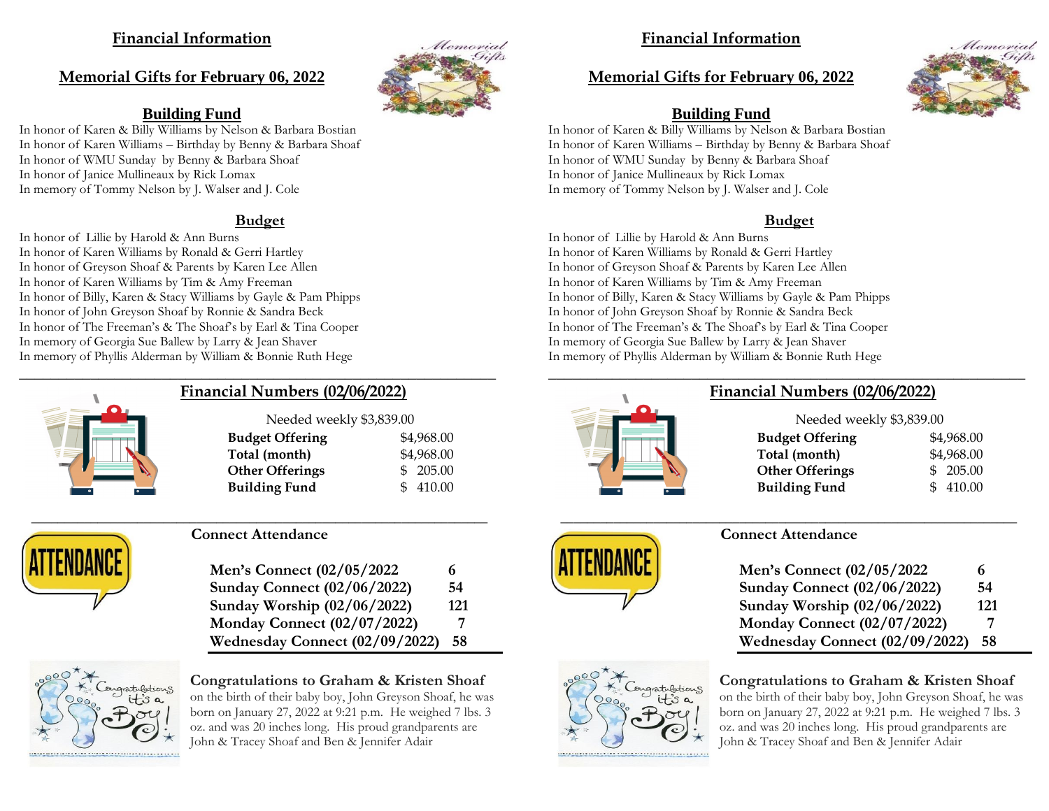## Financial Information

### Memorial Gifts for February 06, 2022

#### Building Fund

In honor of Karen & Billy Williams by Nelson & Barbara Bostian
In honor of Karen Williams – Birthday by Benny & Barbara Shoaf
In honor of WMU Sunday by Benny & Barbara Shoaf
In honor of Janice Mullineaux by Rick Lomax
In memory of Tommy Nelson by J. Walser and J. Cole

#### Budget

In honor of Lillie by Harold & Ann Burns
In honor of Karen Williams by Ronald & Gerri Hartley
In honor of Greyson Shoaf & Parents by Karen Lee Allen
In honor of Karen Williams by Tim & Amy Freeman
In honor of Billy, Karen & Stacy Williams by Gayle & Pam Phipps
In honor of John Greyson Shoaf by Ronnie & Sandra Beck
In honor of The Freeman's & The Shoaf's by Earl & Tina Cooper
In memory of Georgia Sue Ballew by Larry & Jean Shaver
In memory of Phyllis Alderman by William & Bonnie Ruth Hege

### Financial Numbers (02/06/2022)

Needed weekly $3,839.00

| | |
|---|---|
| **Budget Offering** | $4,968.00 |
| **Total (month)** | $4,968.00 |
| **Other Offerings** | $ 205.00 |
| **Building Fund** | $ 410.00 |

### Connect Attendance

| | |
|---|---|
| **Men's Connect (02/05/2022** | **6** |
| **Sunday Connect (02/06/2022)** | **54** |
| **Sunday Worship (02/06/2022)** | **121** |
| **Monday Connect (02/07/2022)** | **7** |
| **Wednesday Connect (02/09/2022)** | **58** |

**Congratulations to Graham & Kristen Shoaf**
on the birth of their baby boy, John Greyson Shoaf, he was born on January 27, 2022 at 9:21 p.m. He weighed 7 lbs. 3 oz. and was 20 inches long. His proud grandparents are John & Tracey Shoaf and Ben & Jennifer Adair

## Financial Information

### Memorial Gifts for February 06, 2022

#### Building Fund

In honor of Karen & Billy Williams by Nelson & Barbara Bostian
In honor of Karen Williams – Birthday by Benny & Barbara Shoaf
In honor of WMU Sunday by Benny & Barbara Shoaf
In honor of Janice Mullineaux by Rick Lomax
In memory of Tommy Nelson by J. Walser and J. Cole

#### Budget

In honor of Lillie by Harold & Ann Burns
In honor of Karen Williams by Ronald & Gerri Hartley
In honor of Greyson Shoaf & Parents by Karen Lee Allen
In honor of Karen Williams by Tim & Amy Freeman
In honor of Billy, Karen & Stacy Williams by Gayle & Pam Phipps
In honor of John Greyson Shoaf by Ronnie & Sandra Beck
In honor of The Freeman's & The Shoaf's by Earl & Tina Cooper
In memory of Georgia Sue Ballew by Larry & Jean Shaver
In memory of Phyllis Alderman by William & Bonnie Ruth Hege

### Financial Numbers (02/06/2022)

Needed weekly $3,839.00

| | |
|---|---|
| **Budget Offering** | $4,968.00 |
| **Total (month)** | $4,968.00 |
| **Other Offerings** | $ 205.00 |
| **Building Fund** | $ 410.00 |

### Connect Attendance

| | |
|---|---|
| **Men's Connect (02/05/2022** | **6** |
| **Sunday Connect (02/06/2022)** | **54** |
| **Sunday Worship (02/06/2022)** | **121** |
| **Monday Connect (02/07/2022)** | **7** |
| **Wednesday Connect (02/09/2022)** | **58** |

**Congratulations to Graham & Kristen Shoaf**
on the birth of their baby boy, John Greyson Shoaf, he was born on January 27, 2022 at 9:21 p.m. He weighed 7 lbs. 3 oz. and was 20 inches long. His proud grandparents are John & Tracey Shoaf and Ben & Jennifer Adair